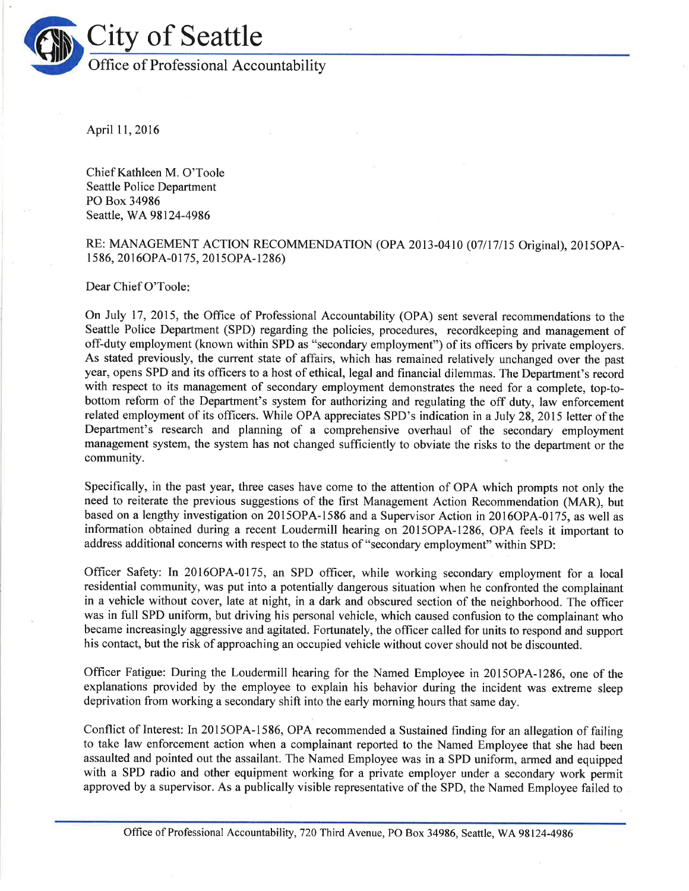# City of Seattle

## Office of Professional Accountability

April 11, 2016

Chief Kathleen M. O'Toole
Seattle Police Department
PO Box 34986
Seattle, WA 98124-4986

RE: MANAGEMENT ACTION RECOMMENDATION (OPA 2013-0410 (07/17/15 Original), 2015OPA-1586, 2016OPA-0175, 2015OPA-1286)

Dear Chief O'Toole:

On July 17, 2015, the Office of Professional Accountability (OPA) sent several recommendations to the Seattle Police Department (SPD) regarding the policies, procedures, recordkeeping and management of off-duty employment (known within SPD as "secondary employment") of its officers by private employers. As stated previously, the current state of affairs, which has remained relatively unchanged over the past year, opens SPD and its officers to a host of ethical, legal and financial dilemmas. The Department's record with respect to its management of secondary employment demonstrates the need for a complete, top-to-bottom reform of the Department's system for authorizing and regulating the off duty, law enforcement related employment of its officers. While OPA appreciates SPD's indication in a July 28, 2015 letter of the Department's research and planning of a comprehensive overhaul of the secondary employment management system, the system has not changed sufficiently to obviate the risks to the department or the community.

Specifically, in the past year, three cases have come to the attention of OPA which prompts not only the need to reiterate the previous suggestions of the first Management Action Recommendation (MAR), but based on a lengthy investigation on 2015OPA-1586 and a Supervisor Action in 2016OPA-0175, as well as information obtained during a recent Loudermill hearing on 2015OPA-1286, OPA feels it important to address additional concerns with respect to the status of "secondary employment" within SPD:

Officer Safety: In 2016OPA-0175, an SPD officer, while working secondary employment for a local residential community, was put into a potentially dangerous situation when he confronted the complainant in a vehicle without cover, late at night, in a dark and obscured section of the neighborhood. The officer was in full SPD uniform, but driving his personal vehicle, which caused confusion to the complainant who became increasingly aggressive and agitated. Fortunately, the officer called for units to respond and support his contact, but the risk of approaching an occupied vehicle without cover should not be discounted.

Officer Fatigue: During the Loudermill hearing for the Named Employee in 2015OPA-1286, one of the explanations provided by the employee to explain his behavior during the incident was extreme sleep deprivation from working a secondary shift into the early morning hours that same day.

Conflict of Interest: In 2015OPA-1586, OPA recommended a Sustained finding for an allegation of failing to take law enforcement action when a complainant reported to the Named Employee that she had been assaulted and pointed out the assailant. The Named Employee was in a SPD uniform, armed and equipped with a SPD radio and other equipment working for a private employer under a secondary work permit approved by a supervisor. As a publically visible representative of the SPD, the Named Employee failed to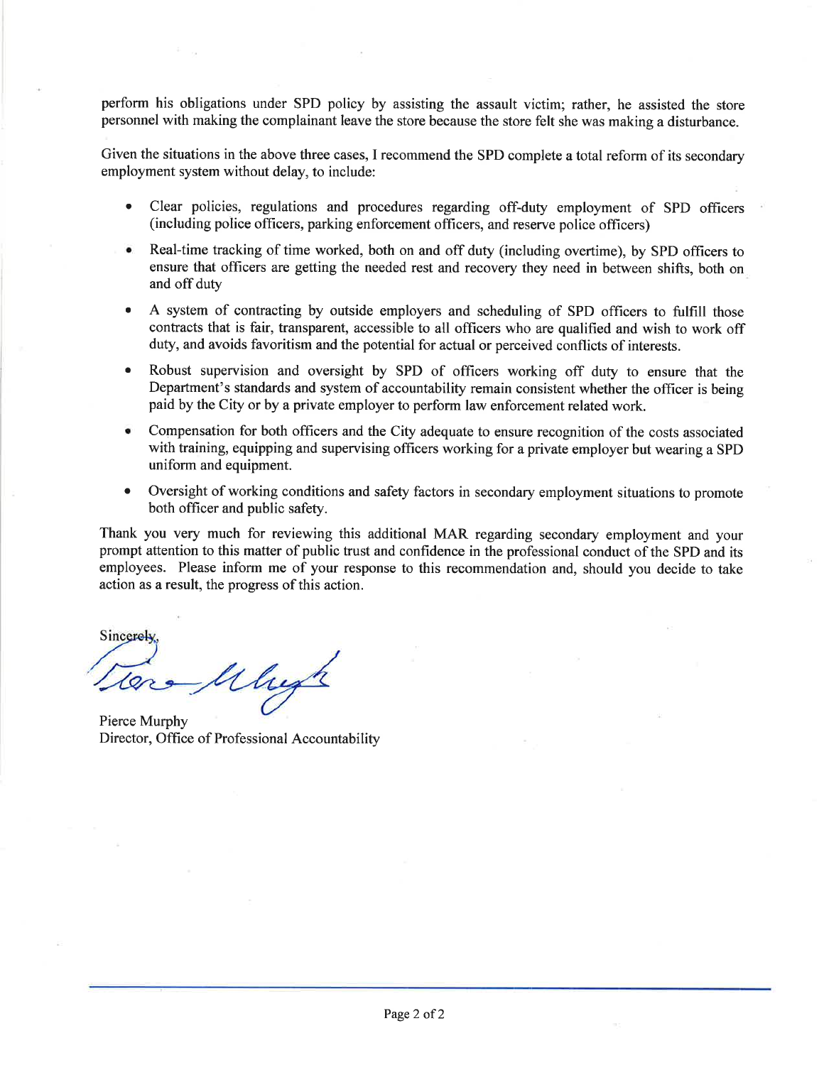perform his obligations under SPD policy by assisting the assault victim; rather, he assisted the store personnel with making the complainant leave the store because the store felt she was making a disturbance.

Given the situations in the above three cases, I recommend the SPD complete a total reform of its secondary employment system without delay, to include:

- Clear policies, regulations and procedures regarding off-duty employment of SPD officers (including police officers, parking enforcement officers, and reserve police officers)
- Real-time tracking of time worked, both on and off duty (including overtime), by SPD officers to ensure that officers are getting the needed rest and recovery they need in between shifts, both on and off duty
- A system of contracting by outside employers and scheduling of SPD officers to fulfill those contracts that is fair, transparent, accessible to all officers who are qualified and wish to work off duty, and avoids favoritism and the potential for actual or perceived conflicts of interests.
- Robust supervision and oversight by SPD of officers working off duty to ensure that the Department's standards and system of accountability remain consistent whether the officer is being paid by the City or by a private employer to perform law enforcement related work.
- Compensation for both officers and the City adequate to ensure recognition of the costs associated with training, equipping and supervising officers working for a private employer but wearing a SPD uniform and equipment.
- Oversight of working conditions and safety factors in secondary employment situations to promote both officer and public safety.

Thank you very much for reviewing this additional MAR regarding secondary employment and your prompt attention to this matter of public trust and confidence in the professional conduct of the SPD and its employees. Please inform me of your response to this recommendation and, should you decide to take action as a result, the progress of this action.

Sincerely,

Pierce Murphy
Director, Office of Professional Accountability